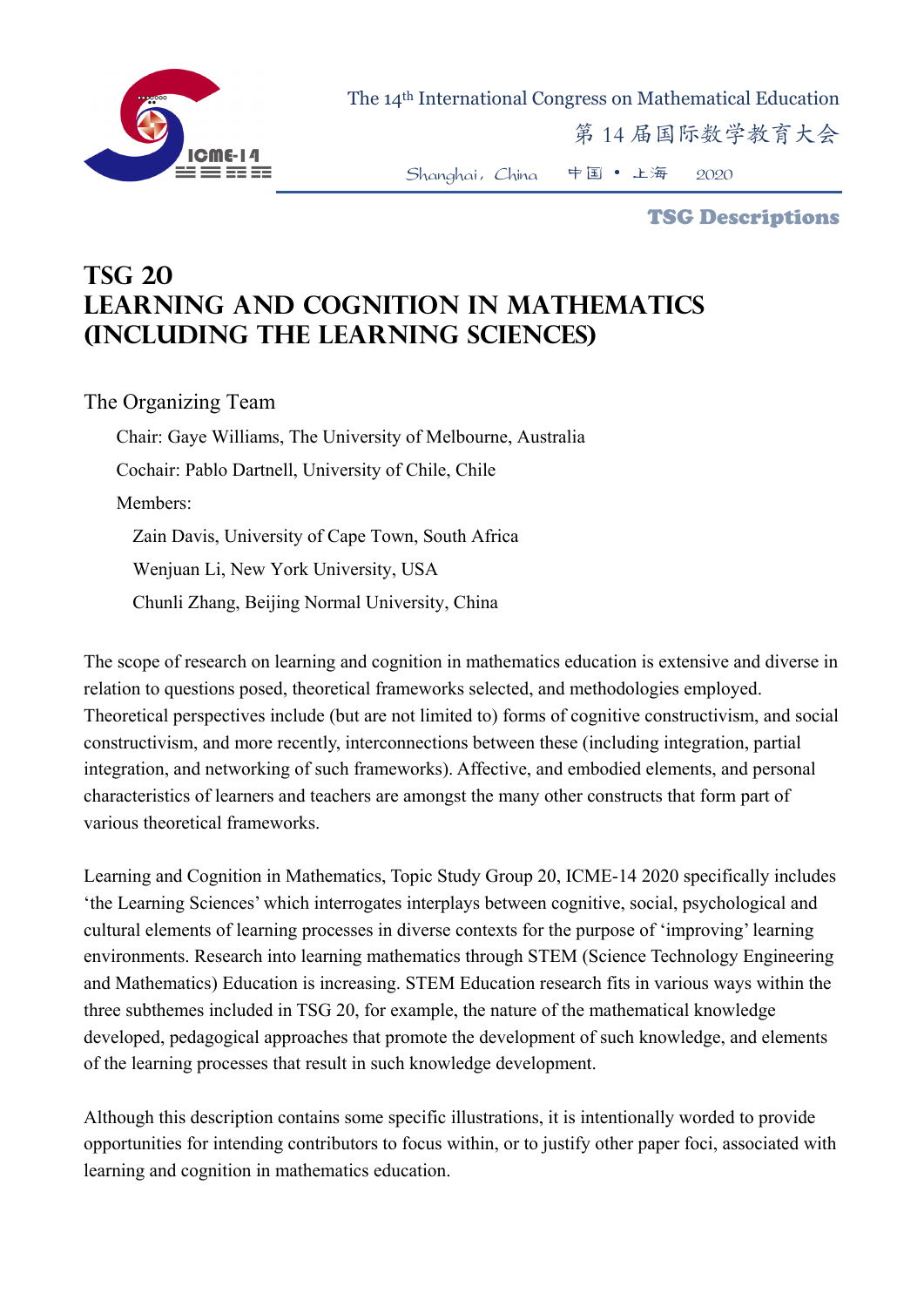# TSG 20
# LEARNING AND COGNITION IN MATHEMATICS (INCLUDING THE LEARNING SCIENCES)

## The Organizing Team

Chair: Gaye Williams, The University of Melbourne, Australia

Cochair: Pablo Dartnell, University of Chile, Chile

Members:

Zain Davis, University of Cape Town, South Africa

Wenjuan Li, New York University, USA

Chunli Zhang, Beijing Normal University, China

The scope of research on learning and cognition in mathematics education is extensive and diverse in relation to questions posed, theoretical frameworks selected, and methodologies employed. Theoretical perspectives include (but are not limited to) forms of cognitive constructivism, and social constructivism, and more recently, interconnections between these (including integration, partial integration, and networking of such frameworks). Affective, and embodied elements, and personal characteristics of learners and teachers are amongst the many other constructs that form part of various theoretical frameworks.

Learning and Cognition in Mathematics, Topic Study Group 20, ICME-14 2020 specifically includes 'the Learning Sciences' which interrogates interplays between cognitive, social, psychological and cultural elements of learning processes in diverse contexts for the purpose of 'improving' learning environments. Research into learning mathematics through STEM (Science Technology Engineering and Mathematics) Education is increasing. STEM Education research fits in various ways within the three subthemes included in TSG 20, for example, the nature of the mathematical knowledge developed, pedagogical approaches that promote the development of such knowledge, and elements of the learning processes that result in such knowledge development.

Although this description contains some specific illustrations, it is intentionally worded to provide opportunities for intending contributors to focus within, or to justify other paper foci, associated with learning and cognition in mathematics education.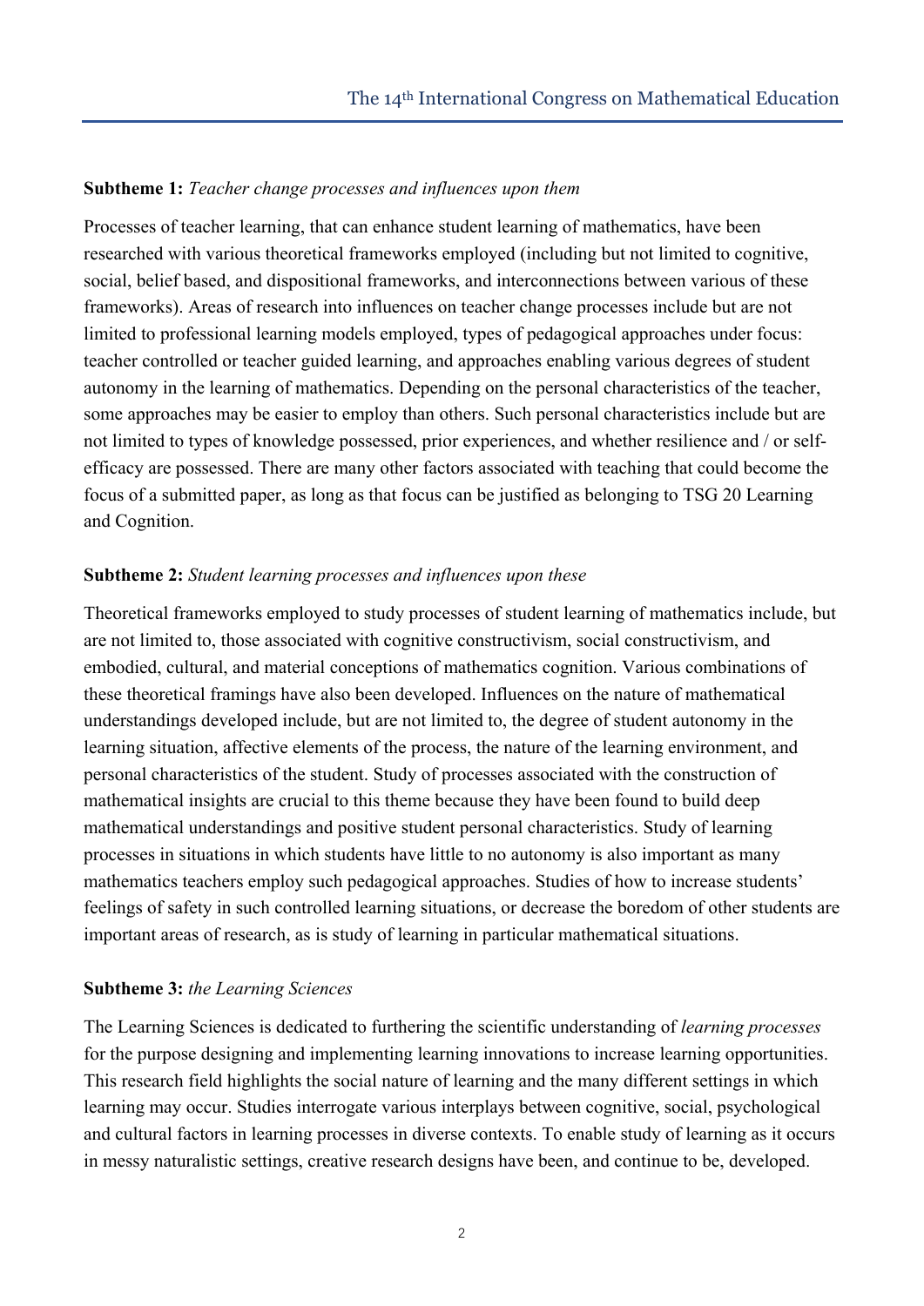**Subtheme 1:** *Teacher change processes and influences upon them*

Processes of teacher learning, that can enhance student learning of mathematics, have been researched with various theoretical frameworks employed (including but not limited to cognitive, social, belief based, and dispositional frameworks, and interconnections between various of these frameworks). Areas of research into influences on teacher change processes include but are not limited to professional learning models employed, types of pedagogical approaches under focus: teacher controlled or teacher guided learning, and approaches enabling various degrees of student autonomy in the learning of mathematics. Depending on the personal characteristics of the teacher, some approaches may be easier to employ than others. Such personal characteristics include but are not limited to types of knowledge possessed, prior experiences, and whether resilience and / or self-efficacy are possessed. There are many other factors associated with teaching that could become the focus of a submitted paper, as long as that focus can be justified as belonging to TSG 20 Learning and Cognition.

**Subtheme 2:** *Student learning processes and influences upon these*

Theoretical frameworks employed to study processes of student learning of mathematics include, but are not limited to, those associated with cognitive constructivism, social constructivism, and embodied, cultural, and material conceptions of mathematics cognition. Various combinations of these theoretical framings have also been developed. Influences on the nature of mathematical understandings developed include, but are not limited to, the degree of student autonomy in the learning situation, affective elements of the process, the nature of the learning environment, and personal characteristics of the student. Study of processes associated with the construction of mathematical insights are crucial to this theme because they have been found to build deep mathematical understandings and positive student personal characteristics. Study of learning processes in situations in which students have little to no autonomy is also important as many mathematics teachers employ such pedagogical approaches. Studies of how to increase students' feelings of safety in such controlled learning situations, or decrease the boredom of other students are important areas of research, as is study of learning in particular mathematical situations.

**Subtheme 3:** *the Learning Sciences*

The Learning Sciences is dedicated to furthering the scientific understanding of *learning processes* for the purpose designing and implementing learning innovations to increase learning opportunities. This research field highlights the social nature of learning and the many different settings in which learning may occur. Studies interrogate various interplays between cognitive, social, psychological and cultural factors in learning processes in diverse contexts. To enable study of learning as it occurs in messy naturalistic settings, creative research designs have been, and continue to be, developed.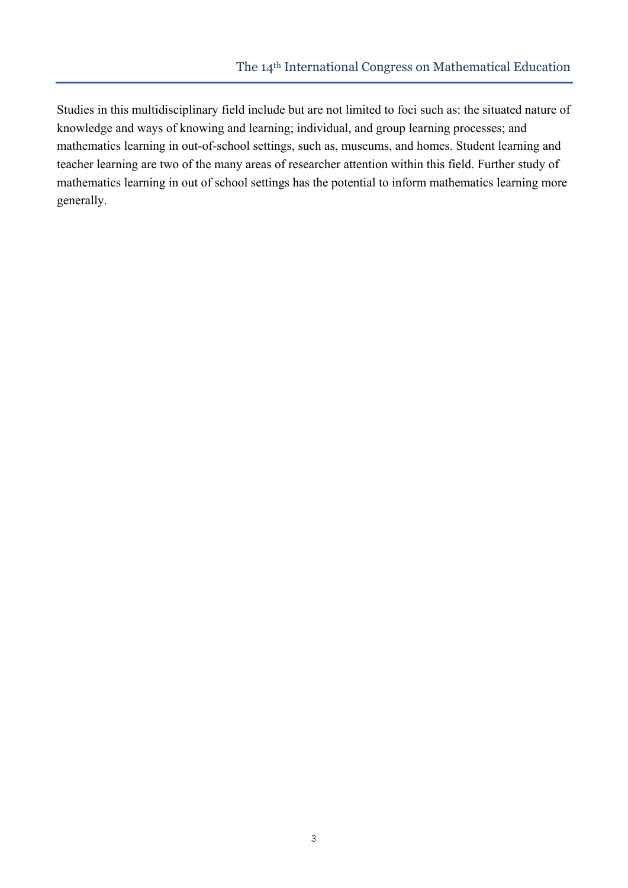Studies in this multidisciplinary field include but are not limited to foci such as: the situated nature of knowledge and ways of knowing and learning; individual, and group learning processes; and mathematics learning in out-of-school settings, such as, museums, and homes. Student learning and teacher learning are two of the many areas of researcher attention within this field. Further study of mathematics learning in out of school settings has the potential to inform mathematics learning more generally.